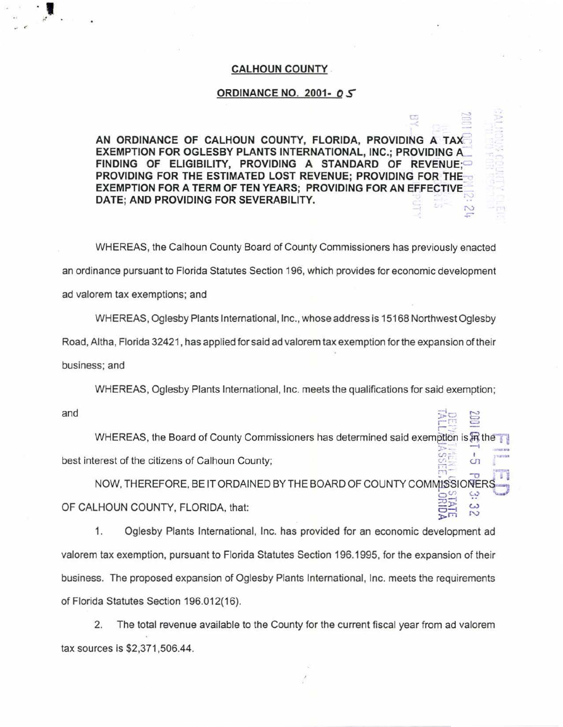**CALHOUN COUNTY**

**ORDINANCE NO. 2001- 05**

**AN ORDINANCE OF CALHOUN COUNTY, FLORIDA, PROVIDING A TAX EXEMPTION FOR OGLESBY PLANTS INTERNATIONAL, INC.; PROVIDING A FINDING OF ELIGIBILITY, PROVIDING A STANDARD OF REVENUE; PROVIDING FOR THE ESTIMATED LOST REVENUE; PROVIDING FOR THE EXEMPTION FOR A TERM OF TEN YEARS; PROVIDING FOR AN EFFECTIVE DATE; AND PROVIDING FOR SEVERABILITY.**

WHEREAS, the Calhoun County Board of County Commissioners has previously enacted an ordinance pursuant to Florida Statutes Section 196, which provides for economic development ad valorem tax exemptions; and

WHEREAS, Oglesby Plants International, Inc., whose address is 15168 Northwest Oglesby Road, Altha, Florida 32421, has applied for said ad valorem tax exemption for the expansion of their business; and

WHEREAS, Oglesby Plants International, Inc. meets the qualifications for said exemption; and

WHEREAS, the Board of County Commissioners has determined said exemption is in the best interest of the citizens of Calhoun County;

NOW, THEREFORE, BE IT ORDAINED BY THE BOARD OF COUNTY COMMISSIONERS OF CALHOUN COUNTY, FLORIDA, that:

1. Oglesby Plants International, Inc. has provided for an economic development ad valorem tax exemption, pursuant to Florida Statutes Section 196.1995, for the expansion of their business. The proposed expansion of Oglesby Plants International, Inc. meets the requirements of Florida Statutes Section 196.012(16).

2. The total revenue available to the County for the current fiscal year from ad valorem tax sources is $2,371,506.44.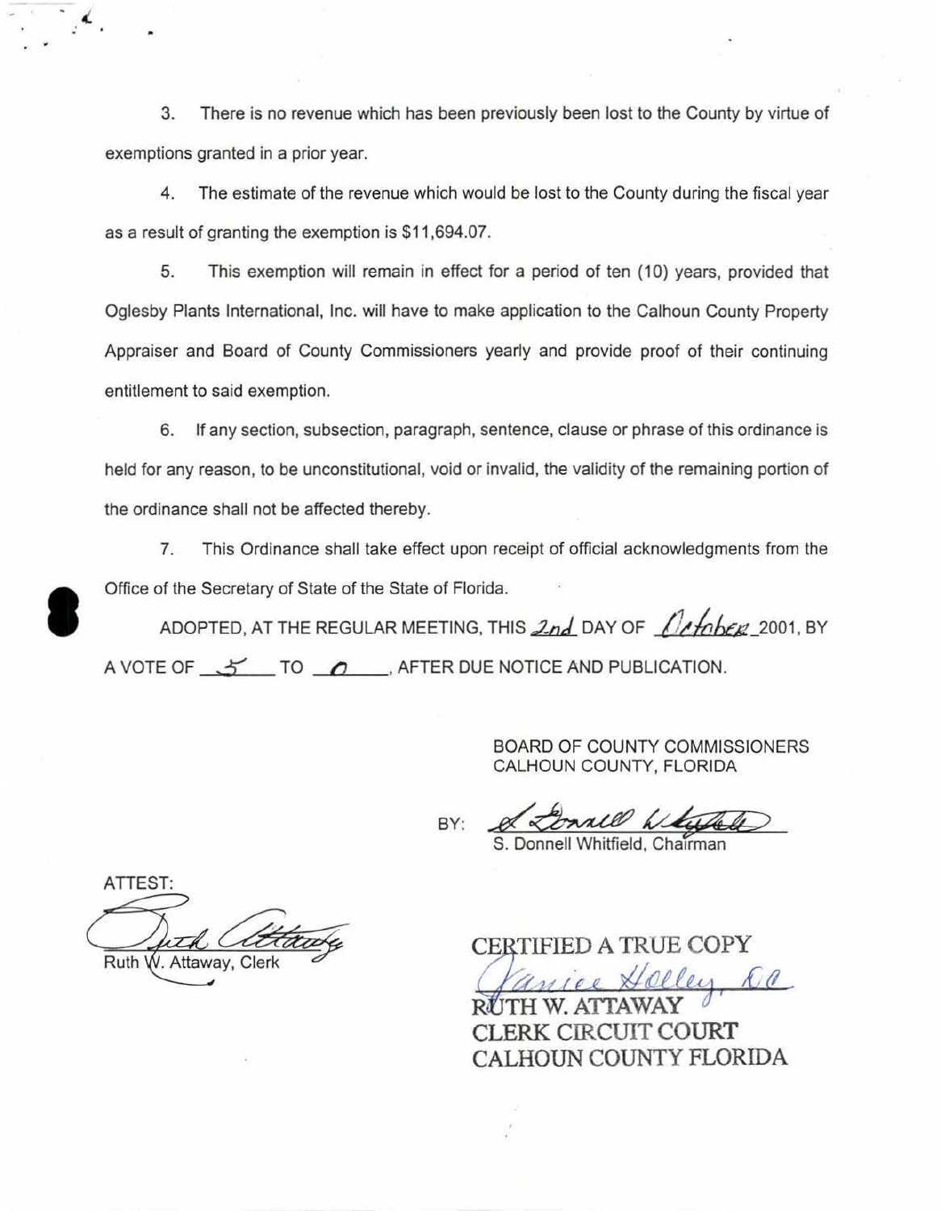3. There is no revenue which has been previously been lost to the County by virtue of exemptions granted in a prior year.

4. The estimate of the revenue which would be lost to the County during the fiscal year as a result of granting the exemption is $11,694.07.

5. This exemption will remain in effect for a period of ten (10) years, provided that Oglesby Plants International, Inc. will have to make application to the Calhoun County Property Appraiser and Board of County Commissioners yearly and provide proof of their continuing entitlement to said exemption.

6. If any section, subsection, paragraph, sentence, clause or phrase of this ordinance is held for any reason, to be unconstitutional, void or invalid, the validity of the remaining portion of the ordinance shall not be affected thereby.

7. This Ordinance shall take effect upon receipt of official acknowledgments from the Office of the Secretary of State of the State of Florida.

ADOPTED, AT THE REGULAR MEETING, THIS 2nd DAY OF October 2001, BY A VOTE OF 5 TO 0, AFTER DUE NOTICE AND PUBLICATION.

BOARD OF COUNTY COMMISSIONERS
CALHOUN COUNTY, FLORIDA

BY: S. Donnell Whitfield
S. Donnell Whitfield, Chairman

ATTEST:

Ruth W. Attaway
Ruth W. Attaway, Clerk

CERTIFIED A TRUE COPY
Janice Holley, DC
RUTH W. ATTAWAY
CLERK CIRCUIT COURT
CALHOUN COUNTY FLORIDA